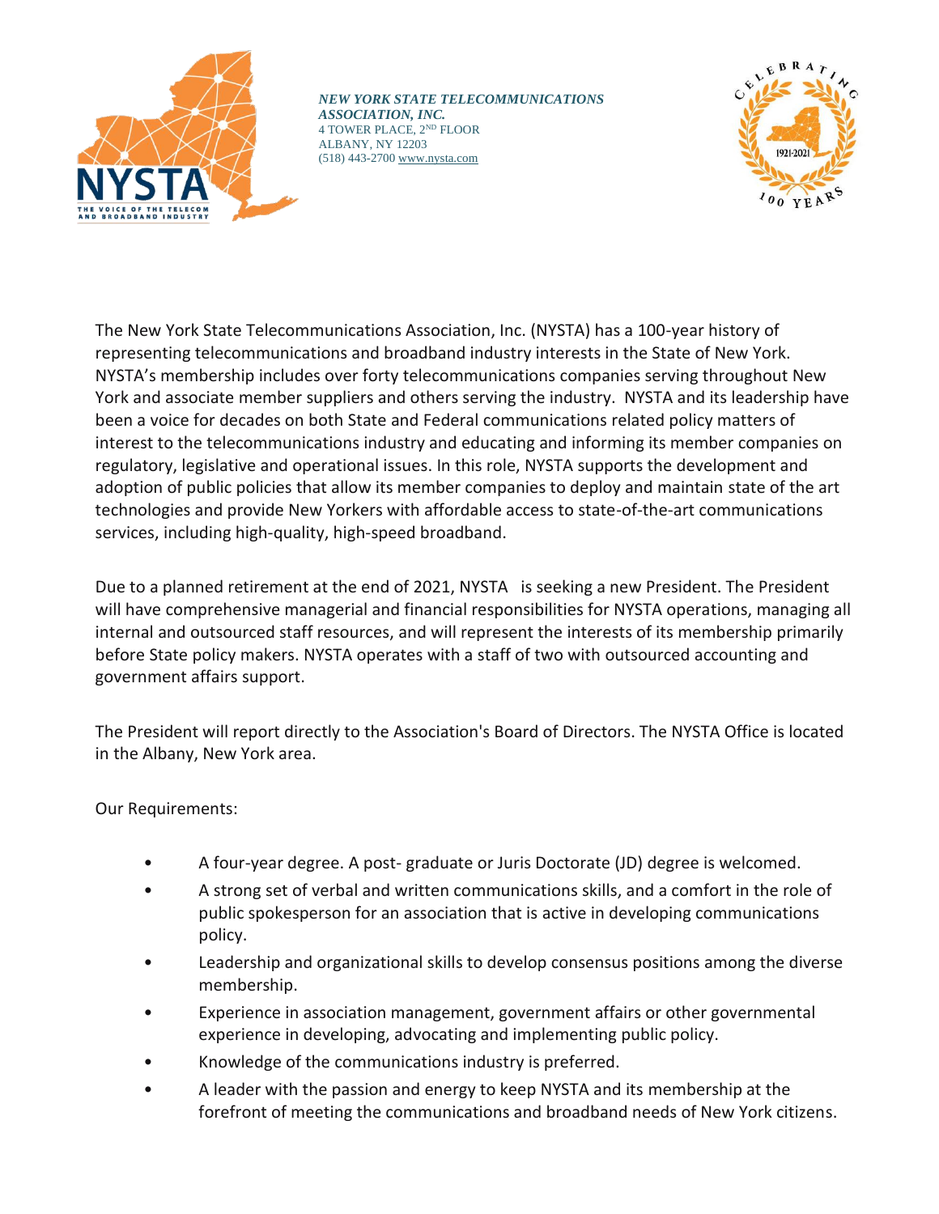***NEW YORK STATE TELECOMMUNICATIONS ASSOCIATION, INC.***
4 TOWER PLACE, 2ND FLOOR
ALBANY, NY 12203
(518) 443-2700 www.nysta.com

The New York State Telecommunications Association, Inc. (NYSTA) has a 100-year history of representing telecommunications and broadband industry interests in the State of New York. NYSTA's membership includes over forty telecommunications companies serving throughout New York and associate member suppliers and others serving the industry. NYSTA and its leadership have been a voice for decades on both State and Federal communications related policy matters of interest to the telecommunications industry and educating and informing its member companies on regulatory, legislative and operational issues. In this role, NYSTA supports the development and adoption of public policies that allow its member companies to deploy and maintain state of the art technologies and provide New Yorkers with affordable access to state-of-the-art communications services, including high-quality, high-speed broadband.

Due to a planned retirement at the end of 2021, NYSTA is seeking a new President. The President will have comprehensive managerial and financial responsibilities for NYSTA operations, managing all internal and outsourced staff resources, and will represent the interests of its membership primarily before State policy makers. NYSTA operates with a staff of two with outsourced accounting and government affairs support.

The President will report directly to the Association's Board of Directors. The NYSTA Office is located in the Albany, New York area.

Our Requirements:

- A four-year degree. A post- graduate or Juris Doctorate (JD) degree is welcomed.
- A strong set of verbal and written communications skills, and a comfort in the role of public spokesperson for an association that is active in developing communications policy.
- Leadership and organizational skills to develop consensus positions among the diverse membership.
- Experience in association management, government affairs or other governmental experience in developing, advocating and implementing public policy.
- Knowledge of the communications industry is preferred.
- A leader with the passion and energy to keep NYSTA and its membership at the forefront of meeting the communications and broadband needs of New York citizens.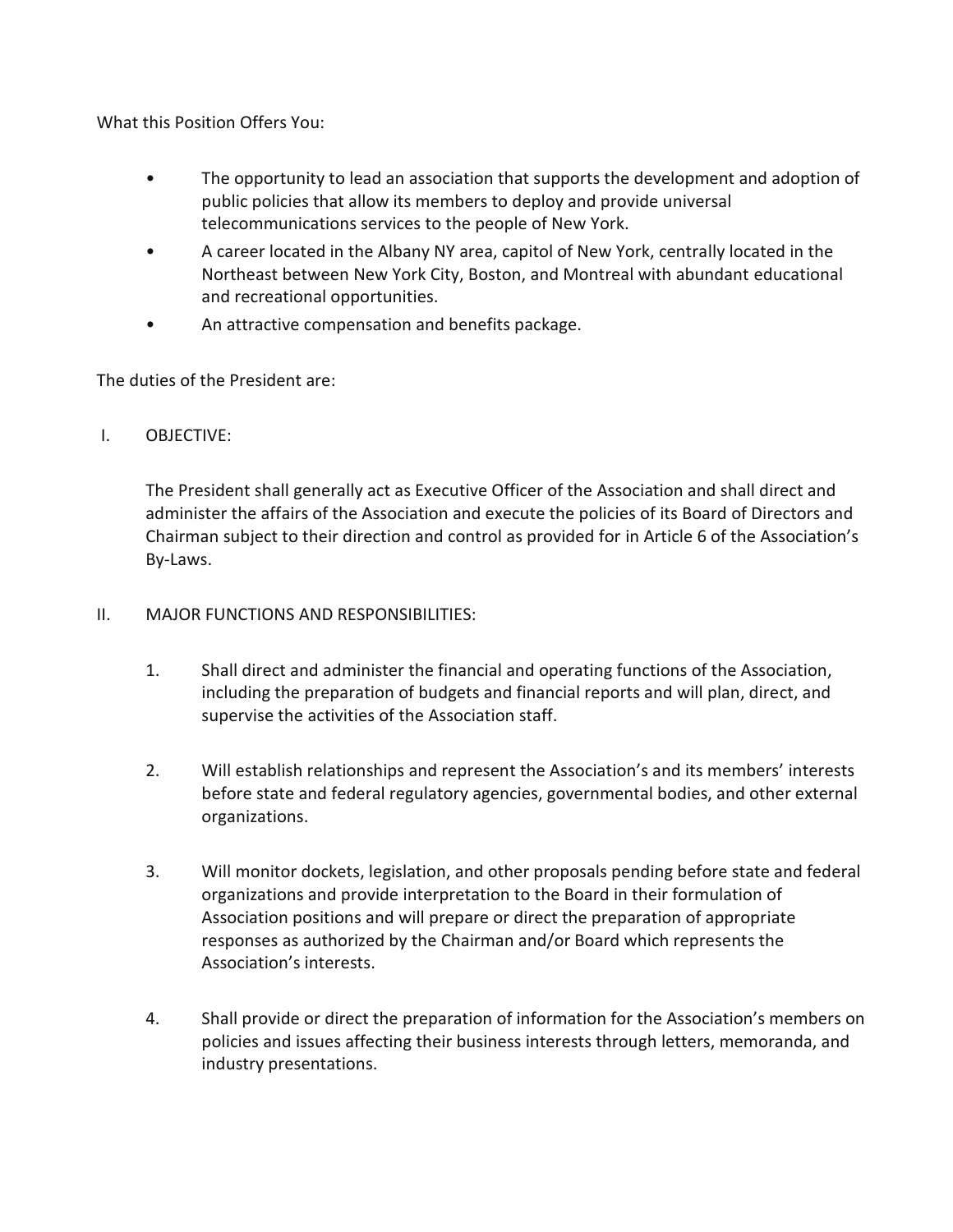What this Position Offers You:

- The opportunity to lead an association that supports the development and adoption of public policies that allow its members to deploy and provide universal telecommunications services to the people of New York.
- A career located in the Albany NY area, capitol of New York, centrally located in the Northeast between New York City, Boston, and Montreal with abundant educational and recreational opportunities.
- An attractive compensation and benefits package.

The duties of the President are:

I. OBJECTIVE:

The President shall generally act as Executive Officer of the Association and shall direct and administer the affairs of the Association and execute the policies of its Board of Directors and Chairman subject to their direction and control as provided for in Article 6 of the Association's By-Laws.

II. MAJOR FUNCTIONS AND RESPONSIBILITIES:

1. Shall direct and administer the financial and operating functions of the Association, including the preparation of budgets and financial reports and will plan, direct, and supervise the activities of the Association staff.

2. Will establish relationships and represent the Association's and its members' interests before state and federal regulatory agencies, governmental bodies, and other external organizations.

3. Will monitor dockets, legislation, and other proposals pending before state and federal organizations and provide interpretation to the Board in their formulation of Association positions and will prepare or direct the preparation of appropriate responses as authorized by the Chairman and/or Board which represents the Association's interests.

4. Shall provide or direct the preparation of information for the Association's members on policies and issues affecting their business interests through letters, memoranda, and industry presentations.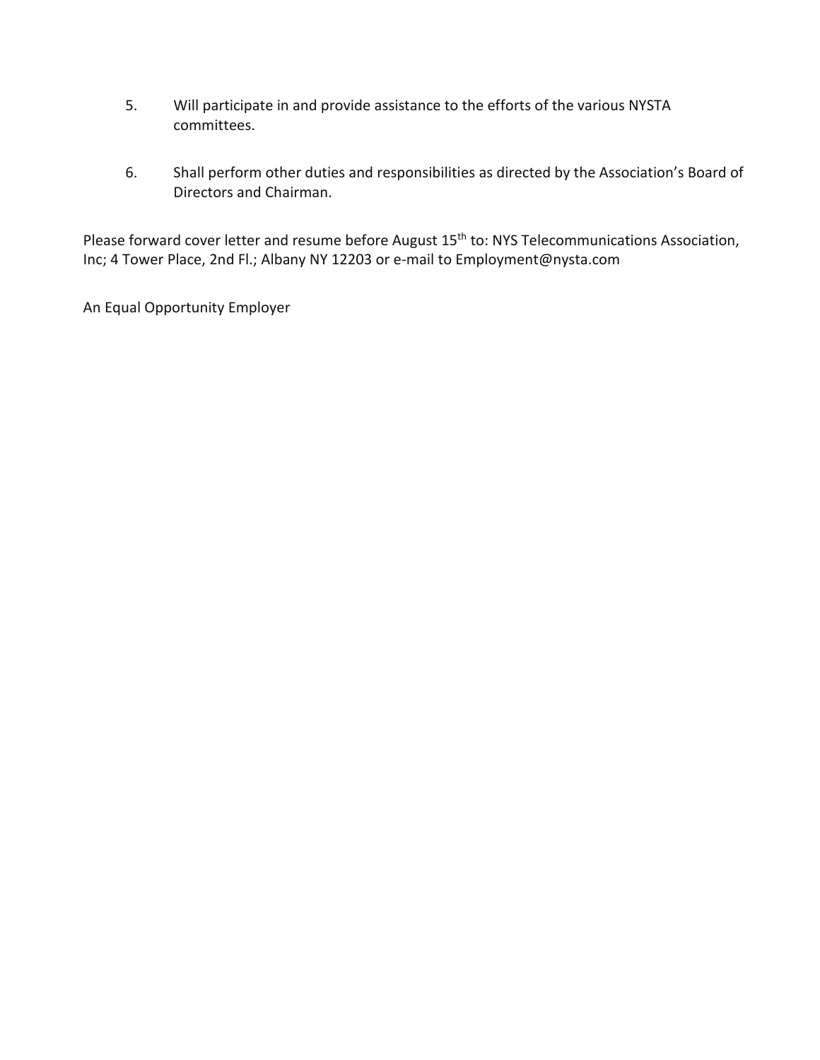5. Will participate in and provide assistance to the efforts of the various NYSTA committees.

6. Shall perform other duties and responsibilities as directed by the Association's Board of Directors and Chairman.

Please forward cover letter and resume before August 15th to: NYS Telecommunications Association, Inc; 4 Tower Place, 2nd Fl.; Albany NY 12203 or e-mail to Employment@nysta.com

An Equal Opportunity Employer